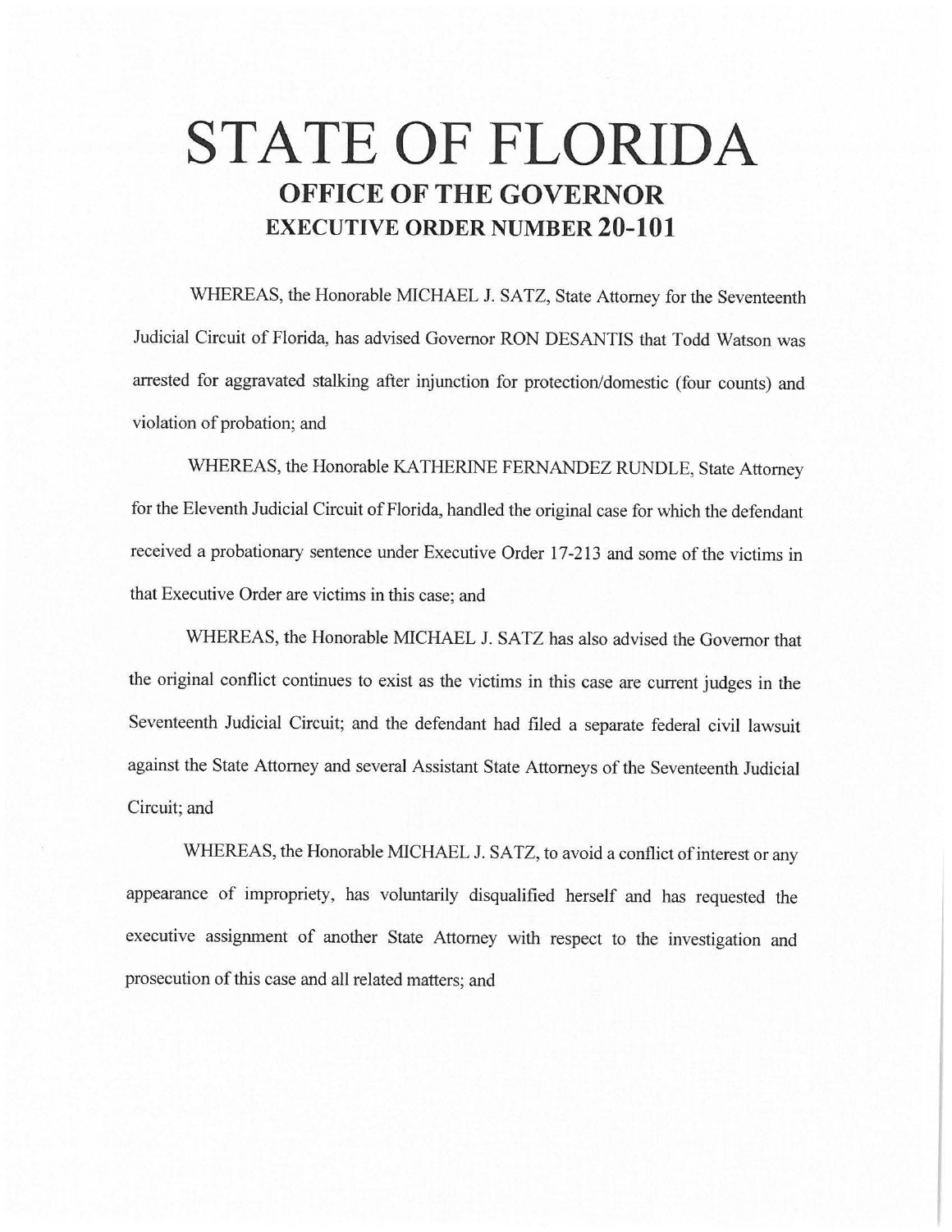# STATE OF FLORIDA

## OFFICE OF THE GOVERNOR

## EXECUTIVE ORDER NUMBER 20-101

WHEREAS, the Honorable MICHAEL J. SATZ, State Attorney for the Seventeenth Judicial Circuit of Florida, has advised Governor RON DESANTIS that Todd Watson was arrested for aggravated stalking after injunction for protection/domestic (four counts) and violation of probation; and

WHEREAS, the Honorable KATHERINE FERNANDEZ RUNDLE, State Attorney for the Eleventh Judicial Circuit of Florida, handled the original case for which the defendant received a probationary sentence under Executive Order 17-213 and some of the victims in that Executive Order are victims in this case; and

WHEREAS, the Honorable MICHAEL J. SATZ has also advised the Governor that the original conflict continues to exist as the victims in this case are current judges in the Seventeenth Judicial Circuit; and the defendant had filed a separate federal civil lawsuit against the State Attorney and several Assistant State Attorneys of the Seventeenth Judicial Circuit; and

WHEREAS, the Honorable MICHAEL J. SATZ, to avoid a conflict of interest or any appearance of impropriety, has voluntarily disqualified herself and has requested the executive assignment of another State Attorney with respect to the investigation and prosecution of this case and all related matters; and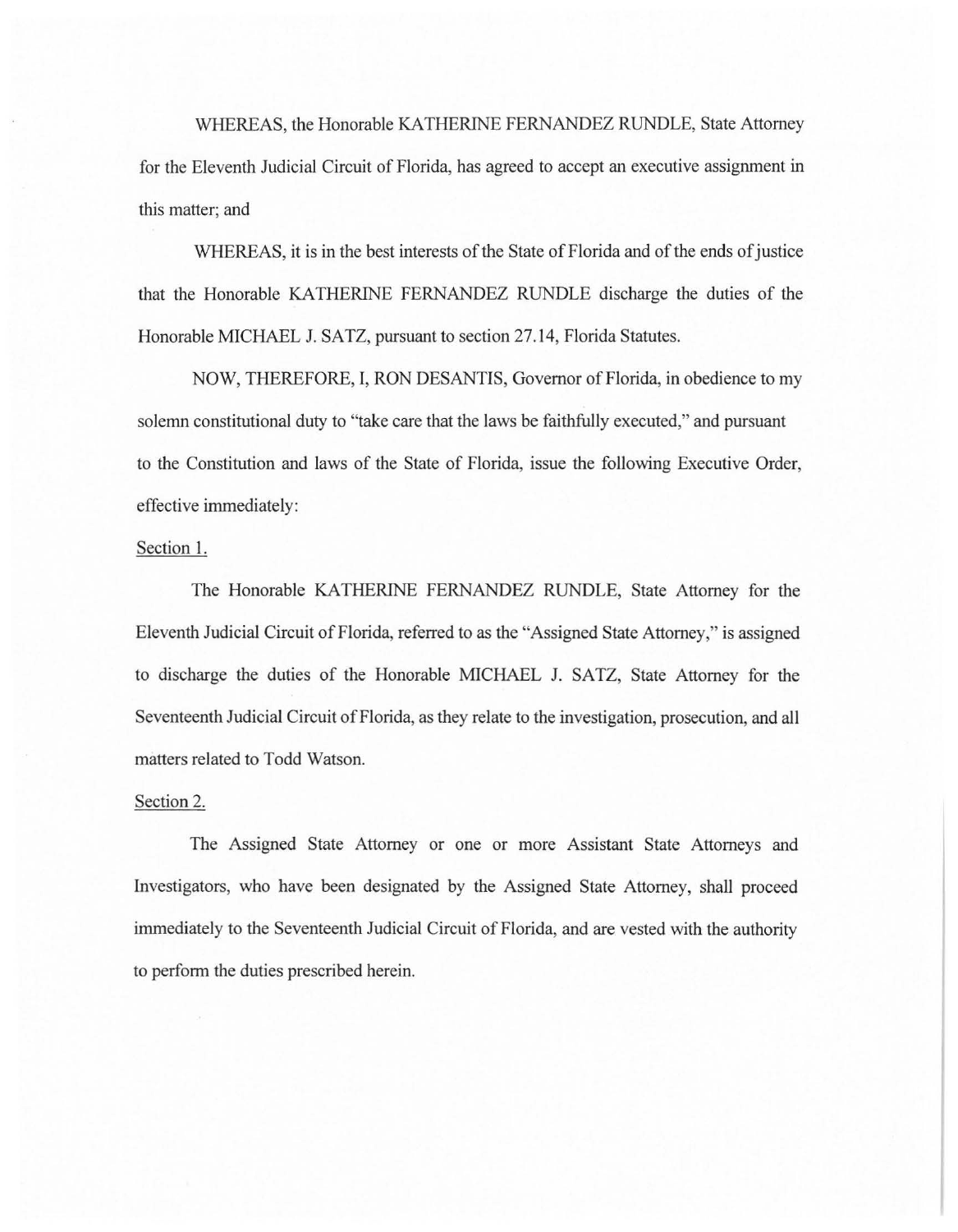WHEREAS, the Honorable KATHERINE FERNANDEZ RUNDLE, State Attorney for the Eleventh Judicial Circuit of Florida, has agreed to accept an executive assignment in this matter; and

WHEREAS, it is in the best interests of the State of Florida and of the ends of justice that the Honorable KATHERINE FERNANDEZ RUNDLE discharge the duties of the Honorable MICHAEL J. SATZ, pursuant to section 27.14, Florida Statutes.

NOW, THEREFORE, I, RON DESANTIS, Governor of Florida, in obedience to my solemn constitutional duty to "take care that the laws be faithfully executed," and pursuant to the Constitution and laws of the State of Florida, issue the following Executive Order, effective immediately:

Section 1.

The Honorable KATHERINE FERNANDEZ RUNDLE, State Attorney for the Eleventh Judicial Circuit of Florida, referred to as the "Assigned State Attorney," is assigned to discharge the duties of the Honorable MICHAEL J. SATZ, State Attorney for the Seventeenth Judicial Circuit of Florida, as they relate to the investigation, prosecution, and all matters related to Todd Watson.

Section 2.

The Assigned State Attorney or one or more Assistant State Attorneys and Investigators, who have been designated by the Assigned State Attorney, shall proceed immediately to the Seventeenth Judicial Circuit of Florida, and are vested with the authority to perform the duties prescribed herein.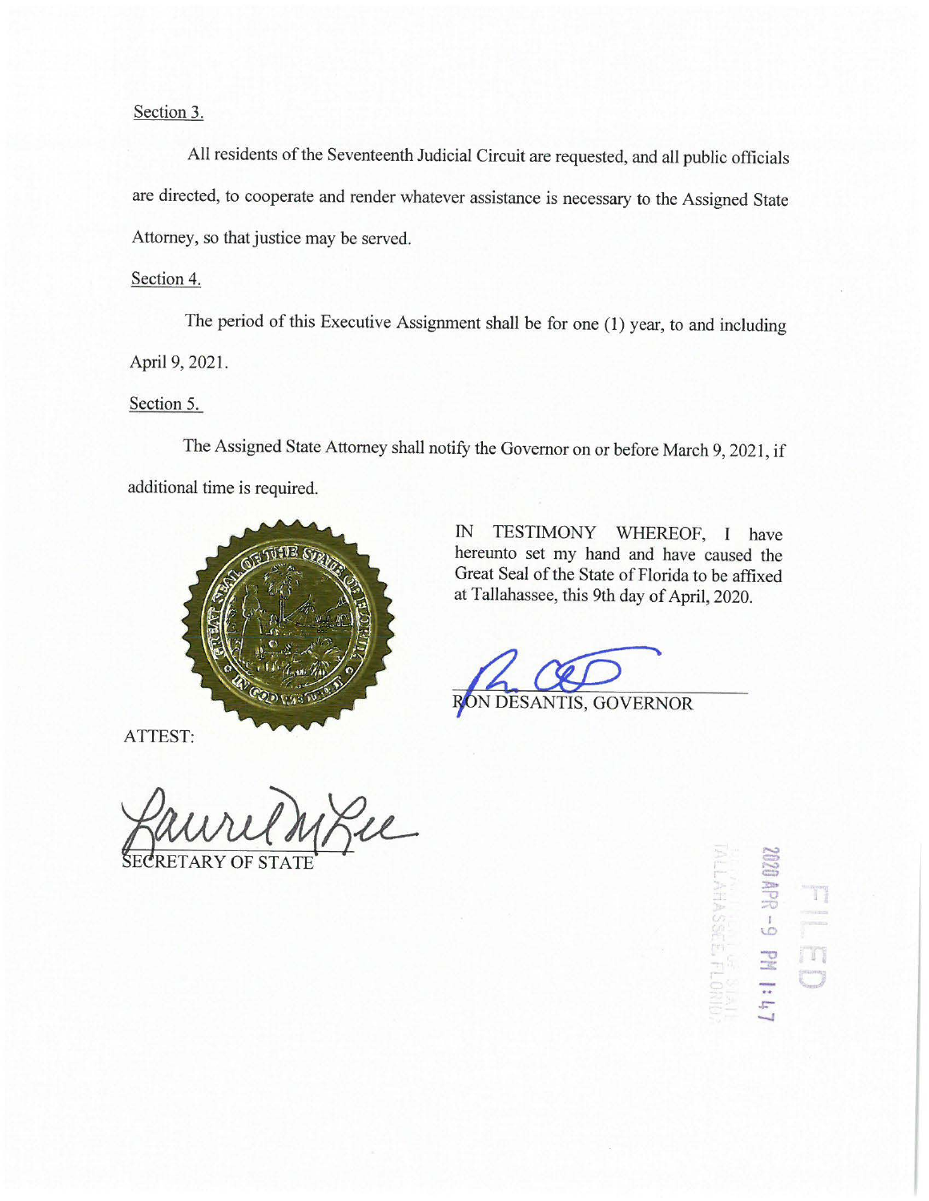Section 3.

All residents of the Seventeenth Judicial Circuit are requested, and all public officials are directed, to cooperate and render whatever assistance is necessary to the Assigned State Attorney, so that justice may be served.

Section 4.

The period of this Executive Assignment shall be for one (1) year, to and including April 9, 2021.

Section 5.

The Assigned State Attorney shall notify the Governor on or before March 9, 2021, if additional time is required.

IN TESTIMONY WHEREOF, I have hereunto set my hand and have caused the Great Seal of the State of Florida to be affixed at Tallahassee, this 9th day of April, 2020.

RON DESANTIS, GOVERNOR

ATTEST:

SECRETARY OF STATE

FILED

2020 APR -9 PM 1:47

DEPARTMENT OF STATE
TALLAHASSEE, FLORIDA